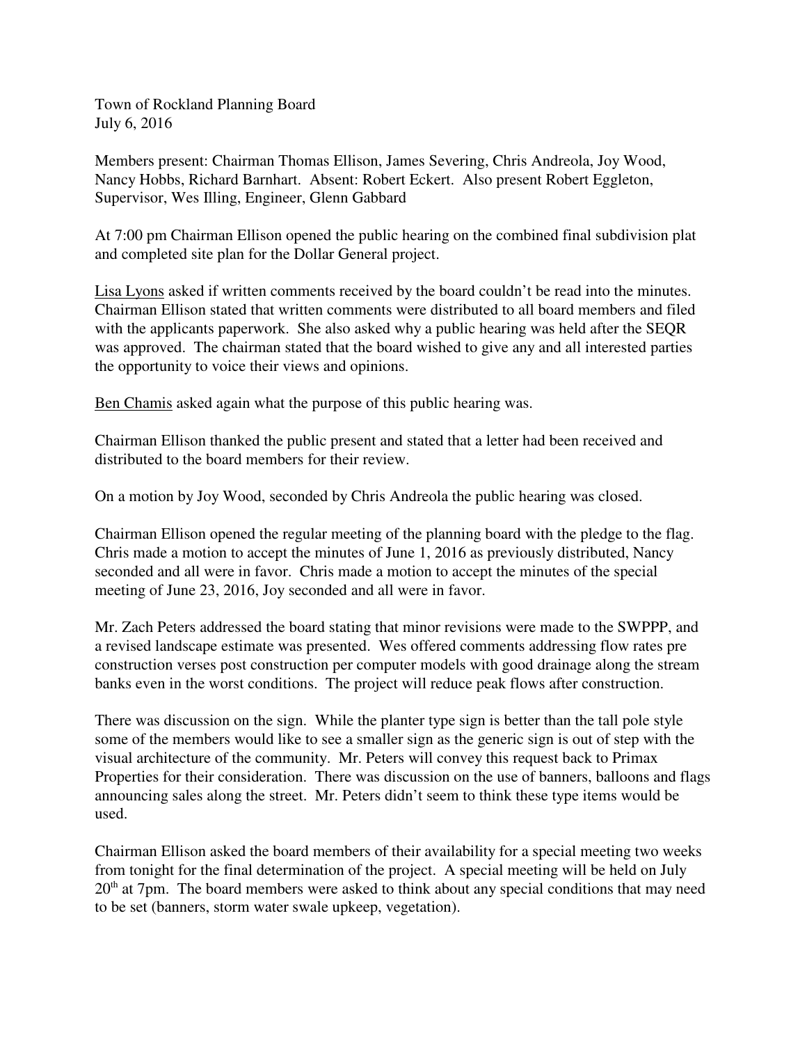Town of Rockland Planning Board
July 6, 2016

Members present: Chairman Thomas Ellison, James Severing, Chris Andreola, Joy Wood, Nancy Hobbs, Richard Barnhart. Absent: Robert Eckert. Also present Robert Eggleton, Supervisor, Wes Illing, Engineer, Glenn Gabbard

At 7:00 pm Chairman Ellison opened the public hearing on the combined final subdivision plat and completed site plan for the Dollar General project.

Lisa Lyons asked if written comments received by the board couldn't be read into the minutes. Chairman Ellison stated that written comments were distributed to all board members and filed with the applicants paperwork. She also asked why a public hearing was held after the SEQR was approved. The chairman stated that the board wished to give any and all interested parties the opportunity to voice their views and opinions.

Ben Chamis asked again what the purpose of this public hearing was.

Chairman Ellison thanked the public present and stated that a letter had been received and distributed to the board members for their review.

On a motion by Joy Wood, seconded by Chris Andreola the public hearing was closed.

Chairman Ellison opened the regular meeting of the planning board with the pledge to the flag. Chris made a motion to accept the minutes of June 1, 2016 as previously distributed, Nancy seconded and all were in favor. Chris made a motion to accept the minutes of the special meeting of June 23, 2016, Joy seconded and all were in favor.

Mr. Zach Peters addressed the board stating that minor revisions were made to the SWPPP, and a revised landscape estimate was presented. Wes offered comments addressing flow rates pre construction verses post construction per computer models with good drainage along the stream banks even in the worst conditions. The project will reduce peak flows after construction.

There was discussion on the sign. While the planter type sign is better than the tall pole style some of the members would like to see a smaller sign as the generic sign is out of step with the visual architecture of the community. Mr. Peters will convey this request back to Primax Properties for their consideration. There was discussion on the use of banners, balloons and flags announcing sales along the street. Mr. Peters didn't seem to think these type items would be used.

Chairman Ellison asked the board members of their availability for a special meeting two weeks from tonight for the final determination of the project. A special meeting will be held on July 20th at 7pm. The board members were asked to think about any special conditions that may need to be set (banners, storm water swale upkeep, vegetation).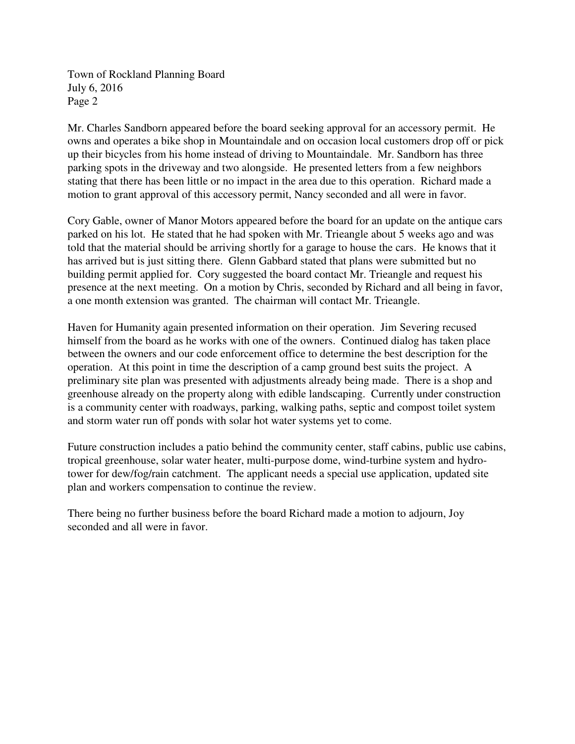Mr. Charles Sandborn appeared before the board seeking approval for an accessory permit. He owns and operates a bike shop in Mountaindale and on occasion local customers drop off or pick up their bicycles from his home instead of driving to Mountaindale. Mr. Sandborn has three parking spots in the driveway and two alongside. He presented letters from a few neighbors stating that there has been little or no impact in the area due to this operation. Richard made a motion to grant approval of this accessory permit, Nancy seconded and all were in favor.

Cory Gable, owner of Manor Motors appeared before the board for an update on the antique cars parked on his lot. He stated that he had spoken with Mr. Trieangle about 5 weeks ago and was told that the material should be arriving shortly for a garage to house the cars. He knows that it has arrived but is just sitting there. Glenn Gabbard stated that plans were submitted but no building permit applied for. Cory suggested the board contact Mr. Trieangle and request his presence at the next meeting. On a motion by Chris, seconded by Richard and all being in favor, a one month extension was granted. The chairman will contact Mr. Trieangle.

Haven for Humanity again presented information on their operation. Jim Severing recused himself from the board as he works with one of the owners. Continued dialog has taken place between the owners and our code enforcement office to determine the best description for the operation. At this point in time the description of a camp ground best suits the project. A preliminary site plan was presented with adjustments already being made. There is a shop and greenhouse already on the property along with edible landscaping. Currently under construction is a community center with roadways, parking, walking paths, septic and compost toilet system and storm water run off ponds with solar hot water systems yet to come.

Future construction includes a patio behind the community center, staff cabins, public use cabins, tropical greenhouse, solar water heater, multi-purpose dome, wind-turbine system and hydro-tower for dew/fog/rain catchment. The applicant needs a special use application, updated site plan and workers compensation to continue the review.

There being no further business before the board Richard made a motion to adjourn, Joy seconded and all were in favor.